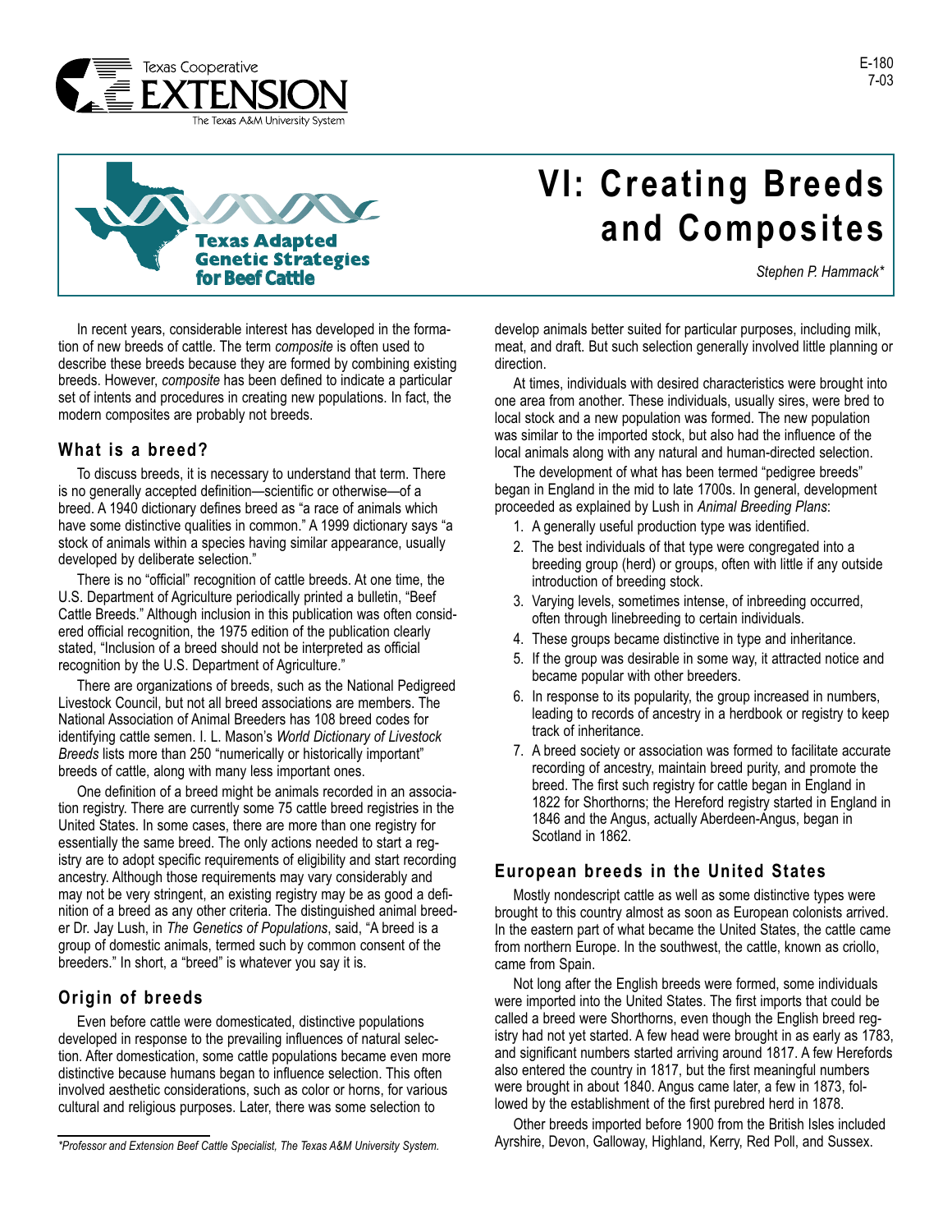# VI: Creating Breeds and Composites

*Stephen P. Hammack\**

In recent years, considerable interest has developed in the formation of new breeds of cattle. The term *composite* is often used to describe these breeds because they are formed by combining existing breeds. However, *composite* has been defined to indicate a particular set of intents and procedures in creating new populations. In fact, the modern composites are probably not breeds.

## What is a breed?

To discuss breeds, it is necessary to understand that term. There is no generally accepted definition—scientific or otherwise—of a breed. A 1940 dictionary defines breed as "a race of animals which have some distinctive qualities in common." A 1999 dictionary says "a stock of animals within a species having similar appearance, usually developed by deliberate selection."

There is no "official" recognition of cattle breeds. At one time, the U.S. Department of Agriculture periodically printed a bulletin, "Beef Cattle Breeds." Although inclusion in this publication was often considered official recognition, the 1975 edition of the publication clearly stated, "Inclusion of a breed should not be interpreted as official recognition by the U.S. Department of Agriculture."

There are organizations of breeds, such as the National Pedigreed Livestock Council, but not all breed associations are members. The National Association of Animal Breeders has 108 breed codes for identifying cattle semen. I. L. Mason's *World Dictionary of Livestock Breeds* lists more than 250 "numerically or historically important" breeds of cattle, along with many less important ones.

One definition of a breed might be animals recorded in an association registry. There are currently some 75 cattle breed registries in the United States. In some cases, there are more than one registry for essentially the same breed. The only actions needed to start a registry are to adopt specific requirements of eligibility and start recording ancestry. Although those requirements may vary considerably and may not be very stringent, an existing registry may be as good a definition of a breed as any other criteria. The distinguished animal breeder Dr. Jay Lush, in *The Genetics of Populations*, said, "A breed is a group of domestic animals, termed such by common consent of the breeders." In short, a "breed" is whatever you say it is.

## Origin of breeds

Even before cattle were domesticated, distinctive populations developed in response to the prevailing influences of natural selection. After domestication, some cattle populations became even more distinctive because humans began to influence selection. This often involved aesthetic considerations, such as color or horns, for various cultural and religious purposes. Later, there was some selection to develop animals better suited for particular purposes, including milk, meat, and draft. But such selection generally involved little planning or direction.

At times, individuals with desired characteristics were brought into one area from another. These individuals, usually sires, were bred to local stock and a new population was formed. The new population was similar to the imported stock, but also had the influence of the local animals along with any natural and human-directed selection.

The development of what has been termed "pedigree breeds" began in England in the mid to late 1700s. In general, development proceeded as explained by Lush in *Animal Breeding Plans*:

1. A generally useful production type was identified.
2. The best individuals of that type were congregated into a breeding group (herd) or groups, often with little if any outside introduction of breeding stock.
3. Varying levels, sometimes intense, of inbreeding occurred, often through linebreeding to certain individuals.
4. These groups became distinctive in type and inheritance.
5. If the group was desirable in some way, it attracted notice and became popular with other breeders.
6. In response to its popularity, the group increased in numbers, leading to records of ancestry in a herdbook or registry to keep track of inheritance.
7. A breed society or association was formed to facilitate accurate recording of ancestry, maintain breed purity, and promote the breed. The first such registry for cattle began in England in 1822 for Shorthorns; the Hereford registry started in England in 1846 and the Angus, actually Aberdeen-Angus, began in Scotland in 1862.

## European breeds in the United States

Mostly nondescript cattle as well as some distinctive types were brought to this country almost as soon as European colonists arrived. In the eastern part of what became the United States, the cattle came from northern Europe. In the southwest, the cattle, known as criollo, came from Spain.

Not long after the English breeds were formed, some individuals were imported into the United States. The first imports that could be called a breed were Shorthorns, even though the English breed registry had not yet started. A few head were brought in as early as 1783, and significant numbers started arriving around 1817. A few Herefords also entered the country in 1817, but the first meaningful numbers were brought in about 1840. Angus came later, a few in 1873, followed by the establishment of the first purebred herd in 1878.

Other breeds imported before 1900 from the British Isles included Ayrshire, Devon, Galloway, Highland, Kerry, Red Poll, and Sussex.

*\*Professor and Extension Beef Cattle Specialist, The Texas A&M University System.*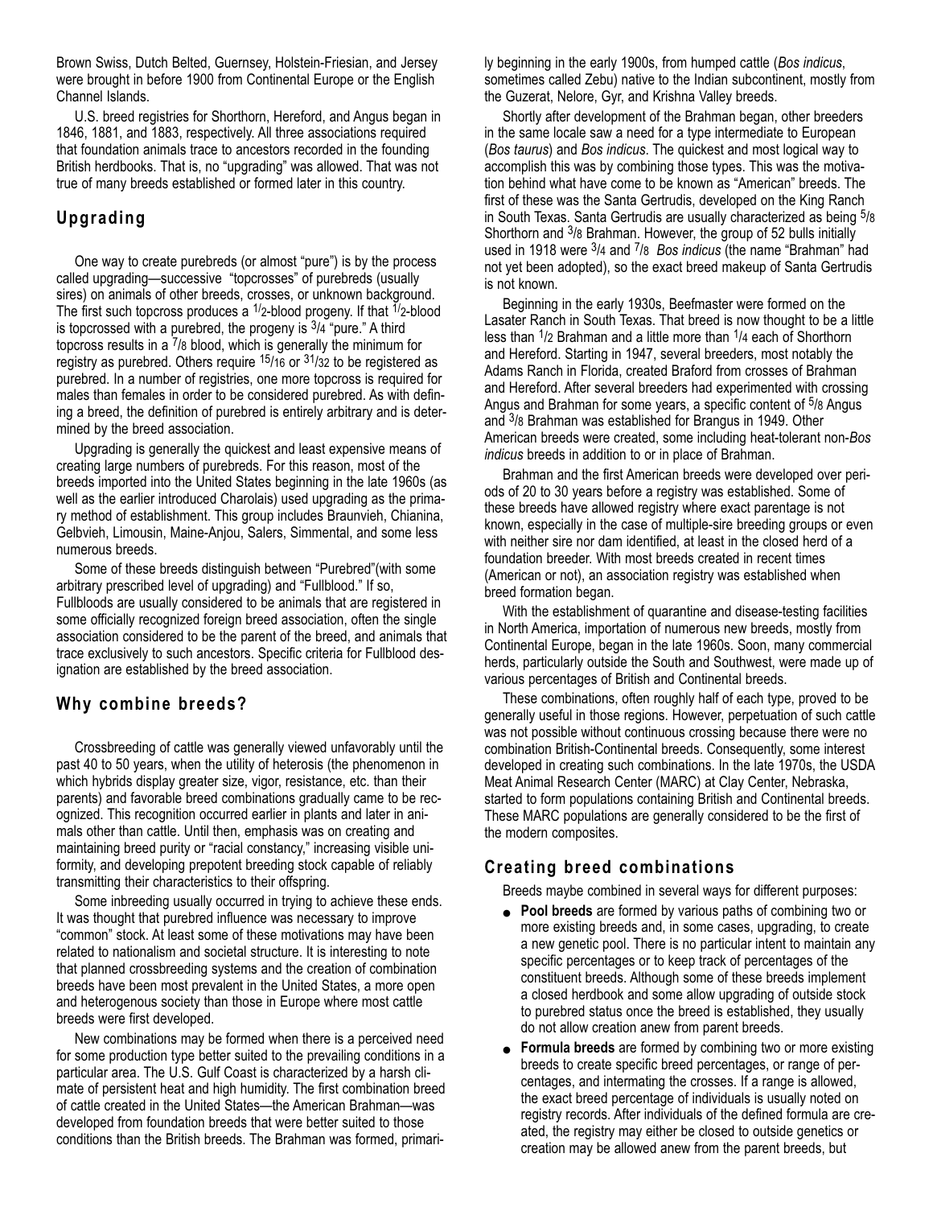Brown Swiss, Dutch Belted, Guernsey, Holstein-Friesian, and Jersey were brought in before 1900 from Continental Europe or the English Channel Islands.

U.S. breed registries for Shorthorn, Hereford, and Angus began in 1846, 1881, and 1883, respectively. All three associations required that foundation animals trace to ancestors recorded in the founding British herdbooks. That is, no "upgrading" was allowed. That was not true of many breeds established or formed later in this country.

## Upgrading

One way to create purebreds (or almost "pure") is by the process called upgrading—successive "topcrosses" of purebreds (usually sires) on animals of other breeds, crosses, or unknown background. The first such topcross produces a $1/2$-blood progeny. If that $1/2$-blood is topcrossed with a purebred, the progeny is $3/4$ "pure." A third topcross results in a $7/8$ blood, which is generally the minimum for registry as purebred. Others require $15/16$ or $31/32$ to be registered as purebred. In a number of registries, one more topcross is required for males than females in order to be considered purebred. As with defining a breed, the definition of purebred is entirely arbitrary and is determined by the breed association.

Upgrading is generally the quickest and least expensive means of creating large numbers of purebreds. For this reason, most of the breeds imported into the United States beginning in the late 1960s (as well as the earlier introduced Charolais) used upgrading as the primary method of establishment. This group includes Braunvieh, Chianina, Gelbvieh, Limousin, Maine-Anjou, Salers, Simmental, and some less numerous breeds.

Some of these breeds distinguish between "Purebred"(with some arbitrary prescribed level of upgrading) and "Fullblood." If so, Fullbloods are usually considered to be animals that are registered in some officially recognized foreign breed association, often the single association considered to be the parent of the breed, and animals that trace exclusively to such ancestors. Specific criteria for Fullblood designation are established by the breed association.

## Why combine breeds?

Crossbreeding of cattle was generally viewed unfavorably until the past 40 to 50 years, when the utility of heterosis (the phenomenon in which hybrids display greater size, vigor, resistance, etc. than their parents) and favorable breed combinations gradually came to be recognized. This recognition occurred earlier in plants and later in animals other than cattle. Until then, emphasis was on creating and maintaining breed purity or "racial constancy," increasing visible uniformity, and developing prepotent breeding stock capable of reliably transmitting their characteristics to their offspring.

Some inbreeding usually occurred in trying to achieve these ends. It was thought that purebred influence was necessary to improve "common" stock. At least some of these motivations may have been related to nationalism and societal structure. It is interesting to note that planned crossbreeding systems and the creation of combination breeds have been most prevalent in the United States, a more open and heterogenous society than those in Europe where most cattle breeds were first developed.

New combinations may be formed when there is a perceived need for some production type better suited to the prevailing conditions in a particular area. The U.S. Gulf Coast is characterized by a harsh climate of persistent heat and high humidity. The first combination breed of cattle created in the United States—the American Brahman—was developed from foundation breeds that were better suited to those conditions than the British breeds. The Brahman was formed, primarily beginning in the early 1900s, from humped cattle (*Bos indicus*, sometimes called Zebu) native to the Indian subcontinent, mostly from the Guzerat, Nelore, Gyr, and Krishna Valley breeds.

Shortly after development of the Brahman began, other breeders in the same locale saw a need for a type intermediate to European (*Bos taurus*) and *Bos indicus*. The quickest and most logical way to accomplish this was by combining those types. This was the motivation behind what have come to be known as "American" breeds. The first of these was the Santa Gertrudis, developed on the King Ranch in South Texas. Santa Gertrudis are usually characterized as being $5/8$ Shorthorn and $3/8$ Brahman. However, the group of 52 bulls initially used in 1918 were $3/4$ and $7/8$ *Bos indicus* (the name "Brahman" had not yet been adopted), so the exact breed makeup of Santa Gertrudis is not known.

Beginning in the early 1930s, Beefmaster were formed on the Lasater Ranch in South Texas. That breed is now thought to be a little less than $1/2$ Brahman and a little more than $1/4$ each of Shorthorn and Hereford. Starting in 1947, several breeders, most notably the Adams Ranch in Florida, created Braford from crosses of Brahman and Hereford. After several breeders had experimented with crossing Angus and Brahman for some years, a specific content of $5/8$ Angus and $3/8$ Brahman was established for Brangus in 1949. Other American breeds were created, some including heat-tolerant non-*Bos indicus* breeds in addition to or in place of Brahman.

Brahman and the first American breeds were developed over periods of 20 to 30 years before a registry was established. Some of these breeds have allowed registry where exact parentage is not known, especially in the case of multiple-sire breeding groups or even with neither sire nor dam identified, at least in the closed herd of a foundation breeder. With most breeds created in recent times (American or not), an association registry was established when breed formation began.

With the establishment of quarantine and disease-testing facilities in North America, importation of numerous new breeds, mostly from Continental Europe, began in the late 1960s. Soon, many commercial herds, particularly outside the South and Southwest, were made up of various percentages of British and Continental breeds.

These combinations, often roughly half of each type, proved to be generally useful in those regions. However, perpetuation of such cattle was not possible without continuous crossing because there were no combination British-Continental breeds. Consequently, some interest developed in creating such combinations. In the late 1970s, the USDA Meat Animal Research Center (MARC) at Clay Center, Nebraska, started to form populations containing British and Continental breeds. These MARC populations are generally considered to be the first of the modern composites.

## Creating breed combinations

Breeds maybe combined in several ways for different purposes:

- **Pool breeds** are formed by various paths of combining two or more existing breeds and, in some cases, upgrading, to create a new genetic pool. There is no particular intent to maintain any specific percentages or to keep track of percentages of the constituent breeds. Although some of these breeds implement a closed herdbook and some allow upgrading of outside stock to purebred status once the breed is established, they usually do not allow creation anew from parent breeds.
- **Formula breeds** are formed by combining two or more existing breeds to create specific breed percentages, or range of percentages, and intermating the crosses. If a range is allowed, the exact breed percentage of individuals is usually noted on registry records. After individuals of the defined formula are created, the registry may either be closed to outside genetics or creation may be allowed anew from the parent breeds, but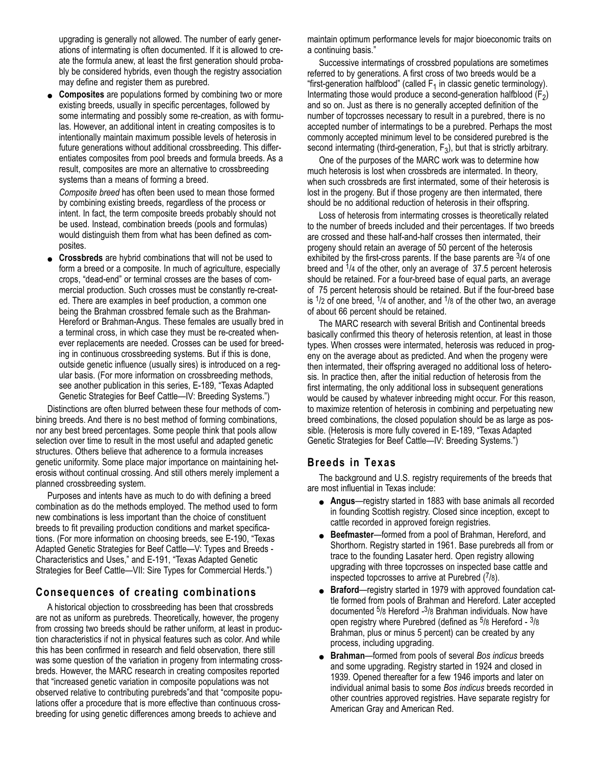upgrading is generally not allowed. The number of early generations of intermating is often documented. If it is allowed to create the formula anew, at least the first generation should probably be considered hybrids, even though the registry association may define and register them as purebred.

- **Composites** are populations formed by combining two or more existing breeds, usually in specific percentages, followed by some intermating and possibly some re-creation, as with formulas. However, an additional intent in creating composites is to intentionally maintain maximum possible levels of heterosis in future generations without additional crossbreeding. This differentiates composites from pool breeds and formula breeds. As a result, composites are more an alternative to crossbreeding systems than a means of forming a breed.

  *Composite breed* has often been used to mean those formed by combining existing breeds, regardless of the process or intent. In fact, the term composite breeds probably should not be used. Instead, combination breeds (pools and formulas) would distinguish them from what has been defined as composites.

- **Crossbreds** are hybrid combinations that will not be used to form a breed or a composite. In much of agriculture, especially crops, "dead-end" or terminal crosses are the bases of commercial production. Such crosses must be constantly re-created. There are examples in beef production, a common one being the Brahman crossbred female such as the Brahman-Hereford or Brahman-Angus. These females are usually bred in a terminal cross, in which case they must be re-created whenever replacements are needed. Crosses can be used for breeding in continuous crossbreeding systems. But if this is done, outside genetic influence (usually sires) is introduced on a regular basis. (For more information on crossbreeding methods, see another publication in this series, E-189, "Texas Adapted Genetic Strategies for Beef Cattle—IV: Breeding Systems.")

Distinctions are often blurred between these four methods of combining breeds. And there is no best method of forming combinations, nor any best breed percentages. Some people think that pools allow selection over time to result in the most useful and adapted genetic structures. Others believe that adherence to a formula increases genetic uniformity. Some place major importance on maintaining heterosis without continual crossing. And still others merely implement a planned crossbreeding system.

Purposes and intents have as much to do with defining a breed combination as do the methods employed. The method used to form new combinations is less important than the choice of constituent breeds to fit prevailing production conditions and market specifications. (For more information on choosing breeds, see E-190, "Texas Adapted Genetic Strategies for Beef Cattle—V: Types and Breeds - Characteristics and Uses," and E-191, "Texas Adapted Genetic Strategies for Beef Cattle—VII: Sire Types for Commercial Herds.")

## Consequences of creating combinations

A historical objection to crossbreeding has been that crossbreds are not as uniform as purebreds. Theoretically, however, the progeny from crossing two breeds should be rather uniform, at least in production characteristics if not in physical features such as color. And while this has been confirmed in research and field observation, there still was some question of the variation in progeny from intermating crossbreds. However, the MARC research in creating composites reported that "increased genetic variation in composite populations was not observed relative to contributing purebreds"and that "composite populations offer a procedure that is more effective than continuous crossbreeding for using genetic differences among breeds to achieve and maintain optimum performance levels for major bioeconomic traits on a continuing basis."

Successive intermatings of crossbred populations are sometimes referred to by generations. A first cross of two breeds would be a "first-generation halfblood" (called $F_1$ in classic genetic terminology). Intermating those would produce a second-generation halfblood ($F_2$) and so on. Just as there is no generally accepted definition of the number of topcrosses necessary to result in a purebred, there is no accepted number of intermatings to be a purebred. Perhaps the most commonly accepted minimum level to be considered purebred is the second intermating (third-generation, $F_3$), but that is strictly arbitrary.

One of the purposes of the MARC work was to determine how much heterosis is lost when crossbreds are intermated. In theory, when such crossbreds are first intermated, some of their heterosis is lost in the progeny. But if those progeny are then intermated, there should be no additional reduction of heterosis in their offspring.

Loss of heterosis from intermating crosses is theoretically related to the number of breeds included and their percentages. If two breeds are crossed and these half-and-half crosses then intermated, their progeny should retain an average of 50 percent of the heterosis exhibited by the first-cross parents. If the base parents are 3/4 of one breed and 1/4 of the other, only an average of 37.5 percent heterosis should be retained. For a four-breed base of equal parts, an average of 75 percent heterosis should be retained. But if the four-breed base is 1/2 of one breed, 1/4 of another, and 1/8 of the other two, an average of about 66 percent should be retained.

The MARC research with several British and Continental breeds basically confirmed this theory of heterosis retention, at least in those types. When crosses were intermated, heterosis was reduced in progeny on the average about as predicted. And when the progeny were then intermated, their offspring averaged no additional loss of heterosis. In practice then, after the initial reduction of heterosis from the first intermating, the only additional loss in subsequent generations would be caused by whatever inbreeding might occur. For this reason, to maximize retention of heterosis in combining and perpetuating new breed combinations, the closed population should be as large as possible. (Heterosis is more fully covered in E-189, "Texas Adapted Genetic Strategies for Beef Cattle—IV: Breeding Systems.")

## Breeds in Texas

The background and U.S. registry requirements of the breeds that are most influential in Texas include:

- **Angus**—registry started in 1883 with base animals all recorded in founding Scottish registry. Closed since inception, except to cattle recorded in approved foreign registries.
- **Beefmaster**—formed from a pool of Brahman, Hereford, and Shorthorn. Registry started in 1961. Base purebreds all from or trace to the founding Lasater herd. Open registry allowing upgrading with three topcrosses on inspected base cattle and inspected topcrosses to arrive at Purebred (7/8).
- **Braford**—registry started in 1979 with approved foundation cattle formed from pools of Brahman and Hereford. Later accepted documented 5/8 Hereford -3/8 Brahman individuals. Now have open registry where Purebred (defined as 5/8 Hereford - 3/8 Brahman, plus or minus 5 percent) can be created by any process, including upgrading.
- **Brahman**—formed from pools of several *Bos indicus* breeds and some upgrading. Registry started in 1924 and closed in 1939. Opened thereafter for a few 1946 imports and later on individual animal basis to some *Bos indicus* breeds recorded in other countries approved registries. Have separate registry for American Gray and American Red.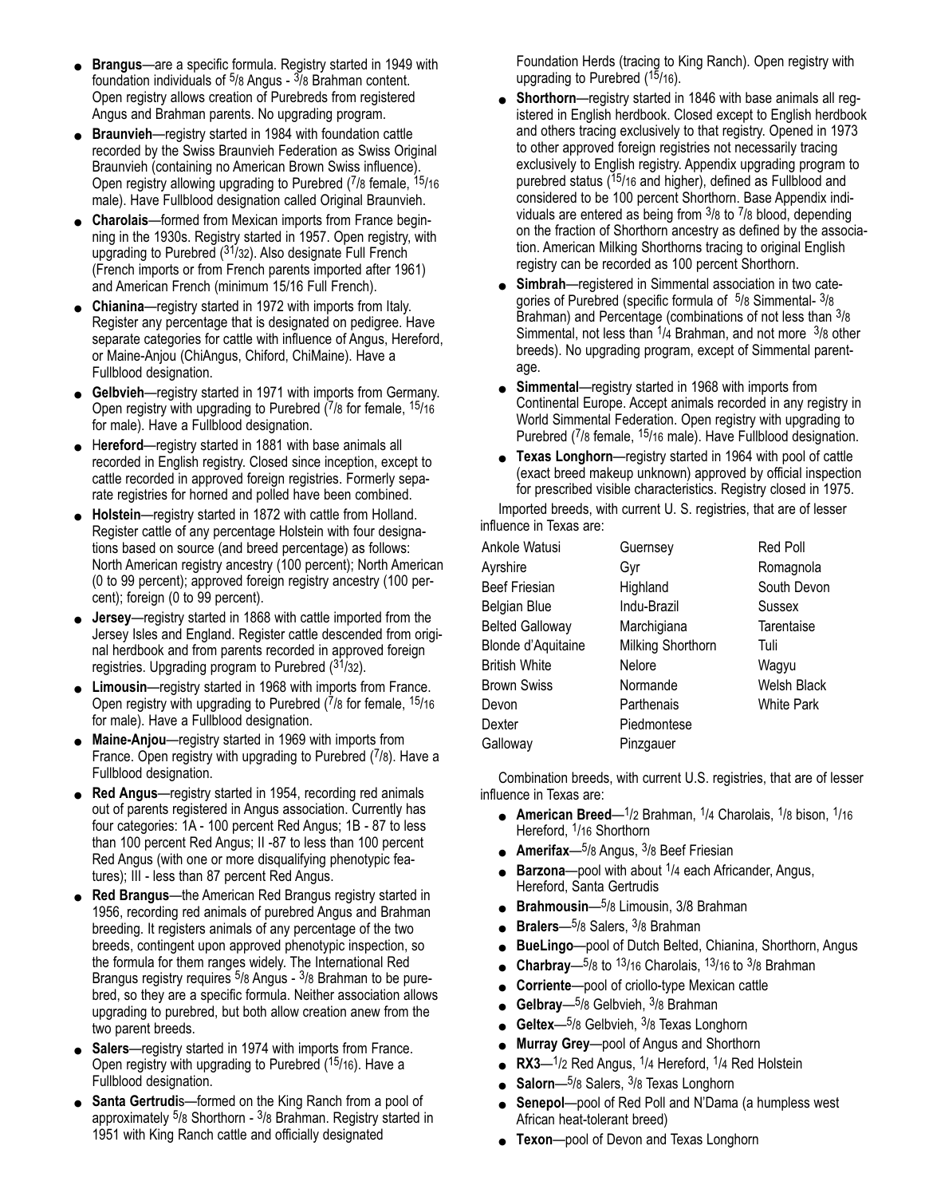- **Brangus**—are a specific formula. Registry started in 1949 with foundation individuals of $5/8$ Angus - $3/8$ Brahman content. Open registry allows creation of Purebreds from registered Angus and Brahman parents. No upgrading program.
- **Braunvieh**—registry started in 1984 with foundation cattle recorded by the Swiss Braunvieh Federation as Swiss Original Braunvieh (containing no American Brown Swiss influence). Open registry allowing upgrading to Purebred ($7/8$ female, $15/16$ male). Have Fullblood designation called Original Braunvieh.
- **Charolais**—formed from Mexican imports from France beginning in the 1930s. Registry started in 1957. Open registry, with upgrading to Purebred ($31/32$). Also designate Full French (French imports or from French parents imported after 1961) and American French (minimum 15/16 Full French).
- **Chianina**—registry started in 1972 with imports from Italy. Register any percentage that is designated on pedigree. Have separate categories for cattle with influence of Angus, Hereford, or Maine-Anjou (ChiAngus, Chiford, ChiMaine). Have a Fullblood designation.
- **Gelbvieh**—registry started in 1971 with imports from Germany. Open registry with upgrading to Purebred ($7/8$ for female, $15/16$ for male). Have a Fullblood designation.
- **Hereford**—registry started in 1881 with base animals all recorded in English registry. Closed since inception, except to cattle recorded in approved foreign registries. Formerly separate registries for horned and polled have been combined.
- **Holstein**—registry started in 1872 with cattle from Holland. Register cattle of any percentage Holstein with four designations based on source (and breed percentage) as follows: North American registry ancestry (100 percent); North American (0 to 99 percent); approved foreign registry ancestry (100 percent); foreign (0 to 99 percent).
- **Jersey**—registry started in 1868 with cattle imported from the Jersey Isles and England. Register cattle descended from original herdbook and from parents recorded in approved foreign registries. Upgrading program to Purebred ($31/32$).
- **Limousin**—registry started in 1968 with imports from France. Open registry with upgrading to Purebred ($7/8$ for female, $15/16$ for male). Have a Fullblood designation.
- **Maine-Anjou**—registry started in 1969 with imports from France. Open registry with upgrading to Purebred ($7/8$). Have a Fullblood designation.
- **Red Angus**—registry started in 1954, recording red animals out of parents registered in Angus association. Currently has four categories: 1A - 100 percent Red Angus; 1B - 87 to less than 100 percent Red Angus; II -87 to less than 100 percent Red Angus (with one or more disqualifying phenotypic features); III - less than 87 percent Red Angus.
- **Red Brangus**—the American Red Brangus registry started in 1956, recording red animals of purebred Angus and Brahman breeding. It registers animals of any percentage of the two breeds, contingent upon approved phenotypic inspection, so the formula for them ranges widely. The International Red Brangus registry requires $5/8$ Angus - $3/8$ Brahman to be purebred, so they are a specific formula. Neither association allows upgrading to purebred, but both allow creation anew from the two parent breeds.
- **Salers**—registry started in 1974 with imports from France. Open registry with upgrading to Purebred ($15/16$). Have a Fullblood designation.
- **Santa Gertrudis**—formed on the King Ranch from a pool of approximately $5/8$ Shorthorn - $3/8$ Brahman. Registry started in 1951 with King Ranch cattle and officially designated Foundation Herds (tracing to King Ranch). Open registry with upgrading to Purebred ($15/16$).
- **Shorthorn**—registry started in 1846 with base animals all registered in English herdbook. Closed except to English herdbook and others tracing exclusively to that registry. Opened in 1973 to other approved foreign registries not necessarily tracing exclusively to English registry. Appendix upgrading program to purebred status ($15/16$ and higher), defined as Fullblood and considered to be 100 percent Shorthorn. Base Appendix individuals are entered as being from $3/8$ to $7/8$ blood, depending on the fraction of Shorthorn ancestry as defined by the association. American Milking Shorthorns tracing to original English registry can be recorded as 100 percent Shorthorn.
- **Simbrah**—registered in Simmental association in two categories of Purebred (specific formula of $5/8$ Simmental- $3/8$ Brahman) and Percentage (combinations of not less than $3/8$ Simmental, not less than $1/4$ Brahman, and not more $3/8$ other breeds). No upgrading program, except of Simmental parentage.
- **Simmental**—registry started in 1968 with imports from Continental Europe. Accept animals recorded in any registry in World Simmental Federation. Open registry with upgrading to Purebred ($7/8$ female, $15/16$ male). Have Fullblood designation.
- **Texas Longhorn**—registry started in 1964 with pool of cattle (exact breed makeup unknown) approved by official inspection for prescribed visible characteristics. Registry closed in 1975.

Imported breeds, with current U. S. registries, that are of lesser influence in Texas are:

| | | |
|---|---|---|
| Ankole Watusi | Guernsey | Red Poll |
| Ayrshire | Gyr | Romagnola |
| Beef Friesian | Highland | South Devon |
| Belgian Blue | Indu-Brazil | Sussex |
| Belted Galloway | Marchigiana | Tarentaise |
| Blonde d'Aquitaine | Milking Shorthorn | Tuli |
| British White | Nelore | Wagyu |
| Brown Swiss | Normande | Welsh Black |
| Devon | Parthenais | White Park |
| Dexter | Piedmontese | |
| Galloway | Pinzgauer | |

Combination breeds, with current U.S. registries, that are of lesser influence in Texas are:

- **American Breed**—$1/2$ Brahman, $1/4$ Charolais, $1/8$ bison, $1/16$ Hereford, $1/16$ Shorthorn
- **Amerifax**—$5/8$ Angus, $3/8$ Beef Friesian
- **Barzona**—pool with about $1/4$ each Africander, Angus, Hereford, Santa Gertrudis
- **Brahmousin**—$5/8$ Limousin, 3/8 Brahman
- **Bralers**—$5/8$ Salers, $3/8$ Brahman
- **BueLingo**—pool of Dutch Belted, Chianina, Shorthorn, Angus
- **Charbray**—$5/8$ to $13/16$ Charolais, $13/16$ to $3/8$ Brahman
- **Corriente**—pool of criollo-type Mexican cattle
- **Gelbray**—$5/8$ Gelbvieh, $3/8$ Brahman
- **Geltex**—$5/8$ Gelbvieh, $3/8$ Texas Longhorn
- **Murray Grey**—pool of Angus and Shorthorn
- **RX3**—$1/2$ Red Angus, $1/4$ Hereford, $1/4$ Red Holstein
- **Salorn**—$5/8$ Salers, $3/8$ Texas Longhorn
- **Senepol**—pool of Red Poll and N'Dama (a humpless west African heat-tolerant breed)
- **Texon**—pool of Devon and Texas Longhorn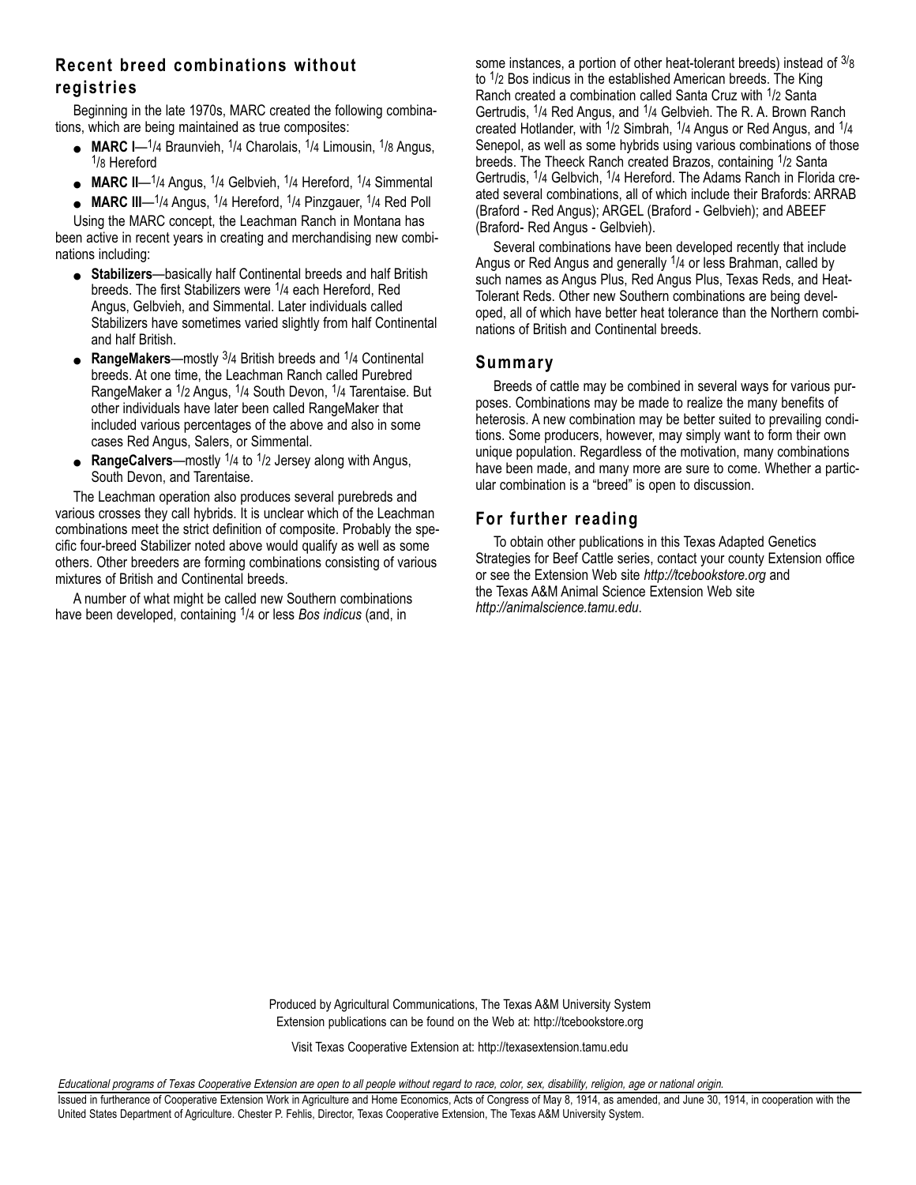## Recent breed combinations without registries

Beginning in the late 1970s, MARC created the following combinations, which are being maintained as true composites:

- **MARC I**—$1/4$ Braunvieh, $1/4$ Charolais, $1/4$ Limousin, $1/8$ Angus, $1/8$ Hereford
- **MARC II**—$1/4$ Angus, $1/4$ Gelbvieh, $1/4$ Hereford, $1/4$ Simmental
- **MARC III**—$1/4$ Angus, $1/4$ Hereford, $1/4$ Pinzgauer, $1/4$ Red Poll

Using the MARC concept, the Leachman Ranch in Montana has been active in recent years in creating and merchandising new combinations including:

- **Stabilizers**—basically half Continental breeds and half British breeds. The first Stabilizers were $1/4$ each Hereford, Red Angus, Gelbvieh, and Simmental. Later individuals called Stabilizers have sometimes varied slightly from half Continental and half British.
- **RangeMakers**—mostly $3/4$ British breeds and $1/4$ Continental breeds. At one time, the Leachman Ranch called Purebred RangeMaker a $1/2$ Angus, $1/4$ South Devon, $1/4$ Tarentaise. But other individuals have later been called RangeMaker that included various percentages of the above and also in some cases Red Angus, Salers, or Simmental.
- **RangeCalvers**—mostly $1/4$ to $1/2$ Jersey along with Angus, South Devon, and Tarentaise.

The Leachman operation also produces several purebreds and various crosses they call hybrids. It is unclear which of the Leachman combinations meet the strict definition of composite. Probably the specific four-breed Stabilizer noted above would qualify as well as some others. Other breeders are forming combinations consisting of various mixtures of British and Continental breeds.

A number of what might be called new Southern combinations have been developed, containing $1/4$ or less *Bos indicus* (and, in some instances, a portion of other heat-tolerant breeds) instead of $3/8$ to $1/2$ Bos indicus in the established American breeds. The King Ranch created a combination called Santa Cruz with $1/2$ Santa Gertrudis, $1/4$ Red Angus, and $1/4$ Gelbvieh. The R. A. Brown Ranch created Hotlander, with $1/2$ Simbrah, $1/4$ Angus or Red Angus, and $1/4$ Senepol, as well as some hybrids using various combinations of those breeds. The Theeck Ranch created Brazos, containing $1/2$ Santa Gertrudis, $1/4$ Gelbvich, $1/4$ Hereford. The Adams Ranch in Florida created several combinations, all of which include their Brafords: ARRAB (Braford - Red Angus); ARGEL (Braford - Gelbvieh); and ABEEF (Braford- Red Angus - Gelbvieh).

Several combinations have been developed recently that include Angus or Red Angus and generally $1/4$ or less Brahman, called by such names as Angus Plus, Red Angus Plus, Texas Reds, and Heat-Tolerant Reds. Other new Southern combinations are being developed, all of which have better heat tolerance than the Northern combinations of British and Continental breeds.

## Summary

Breeds of cattle may be combined in several ways for various purposes. Combinations may be made to realize the many benefits of heterosis. A new combination may be better suited to prevailing conditions. Some producers, however, may simply want to form their own unique population. Regardless of the motivation, many combinations have been made, and many more are sure to come. Whether a particular combination is a "breed" is open to discussion.

## For further reading

To obtain other publications in this Texas Adapted Genetics Strategies for Beef Cattle series, contact your county Extension office or see the Extension Web site *http://tcebookstore.org* and the Texas A&M Animal Science Extension Web site *http://animalscience.tamu.edu*.

Produced by Agricultural Communications, The Texas A&M University System
Extension publications can be found on the Web at: http://tcebookstore.org

Visit Texas Cooperative Extension at: http://texasextension.tamu.edu

*Educational programs of Texas Cooperative Extension are open to all people without regard to race, color, sex, disability, religion, age or national origin.*

Issued in furtherance of Cooperative Extension Work in Agriculture and Home Economics, Acts of Congress of May 8, 1914, as amended, and June 30, 1914, in cooperation with the United States Department of Agriculture. Chester P. Fehlis, Director, Texas Cooperative Extension, The Texas A&M University System.